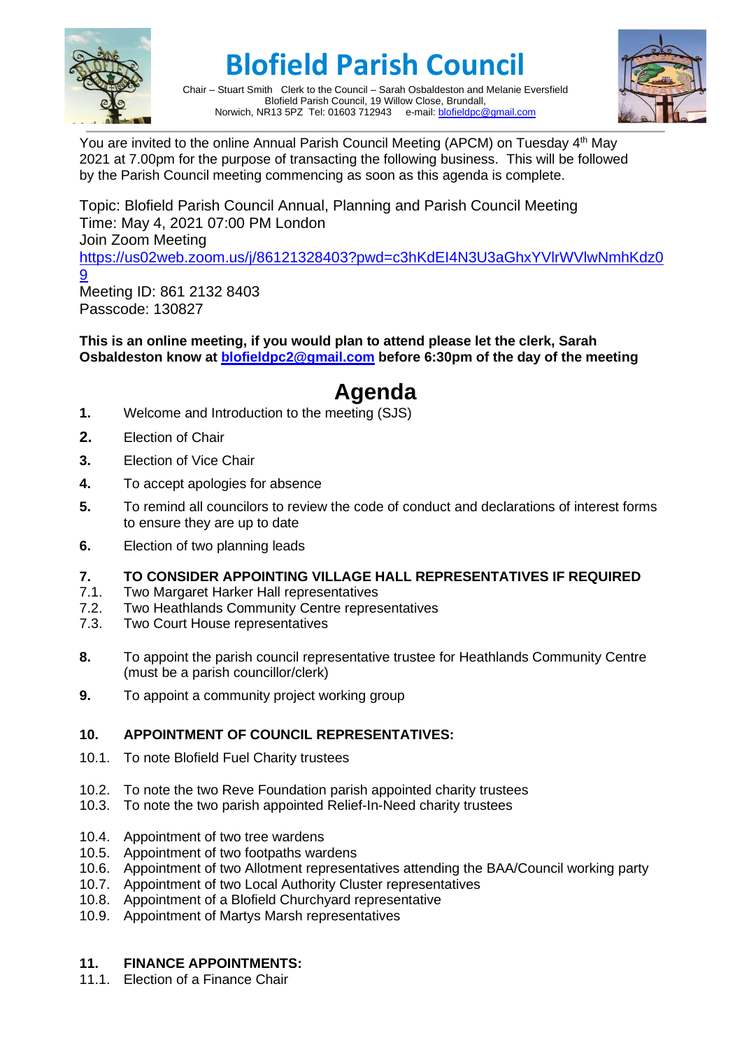# Blofield Parish Council

Chair – Stuart Smith Clerk to the Council – Sarah Osbaldeston and Melanie Eversfield
Blofield Parish Council, 19 Willow Close, Brundall,
Norwich, NR13 5PZ Tel: 01603 712943 e-mail: blofieldpc@gmail.com

---

You are invited to the online Annual Parish Council Meeting (APCM) on Tuesday 4th May 2021 at 7.00pm for the purpose of transacting the following business. This will be followed by the Parish Council meeting commencing as soon as this agenda is complete.

Topic: Blofield Parish Council Annual, Planning and Parish Council Meeting
Time: May 4, 2021 07:00 PM London
Join Zoom Meeting
https://us02web.zoom.us/j/86121328403?pwd=c3hKdEI4N3U3aGhxYVlrWVlwNmhKdz09
Meeting ID: 861 2132 8403
Passcode: 130827

**This is an online meeting, if you would plan to attend please let the clerk, Sarah Osbaldeston know at blofieldpc2@gmail.com before 6:30pm of the day of the meeting**

# Agenda

**1.** Welcome and Introduction to the meeting (SJS)

**2.** Election of Chair

**3.** Election of Vice Chair

**4.** To accept apologies for absence

**5.** To remind all councilors to review the code of conduct and declarations of interest forms to ensure they are up to date

**6.** Election of two planning leads

**7. TO CONSIDER APPOINTING VILLAGE HALL REPRESENTATIVES IF REQUIRED**

7.1. Two Margaret Harker Hall representatives
7.2. Two Heathlands Community Centre representatives
7.3. Two Court House representatives

**8.** To appoint the parish council representative trustee for Heathlands Community Centre (must be a parish councillor/clerk)

**9.** To appoint a community project working group

**10. APPOINTMENT OF COUNCIL REPRESENTATIVES:**

10.1. To note Blofield Fuel Charity trustees

10.2. To note the two Reve Foundation parish appointed charity trustees
10.3. To note the two parish appointed Relief-In-Need charity trustees

10.4. Appointment of two tree wardens
10.5. Appointment of two footpaths wardens
10.6. Appointment of two Allotment representatives attending the BAA/Council working party
10.7. Appointment of two Local Authority Cluster representatives
10.8. Appointment of a Blofield Churchyard representative
10.9. Appointment of Martys Marsh representatives

**11. FINANCE APPOINTMENTS:**

11.1. Election of a Finance Chair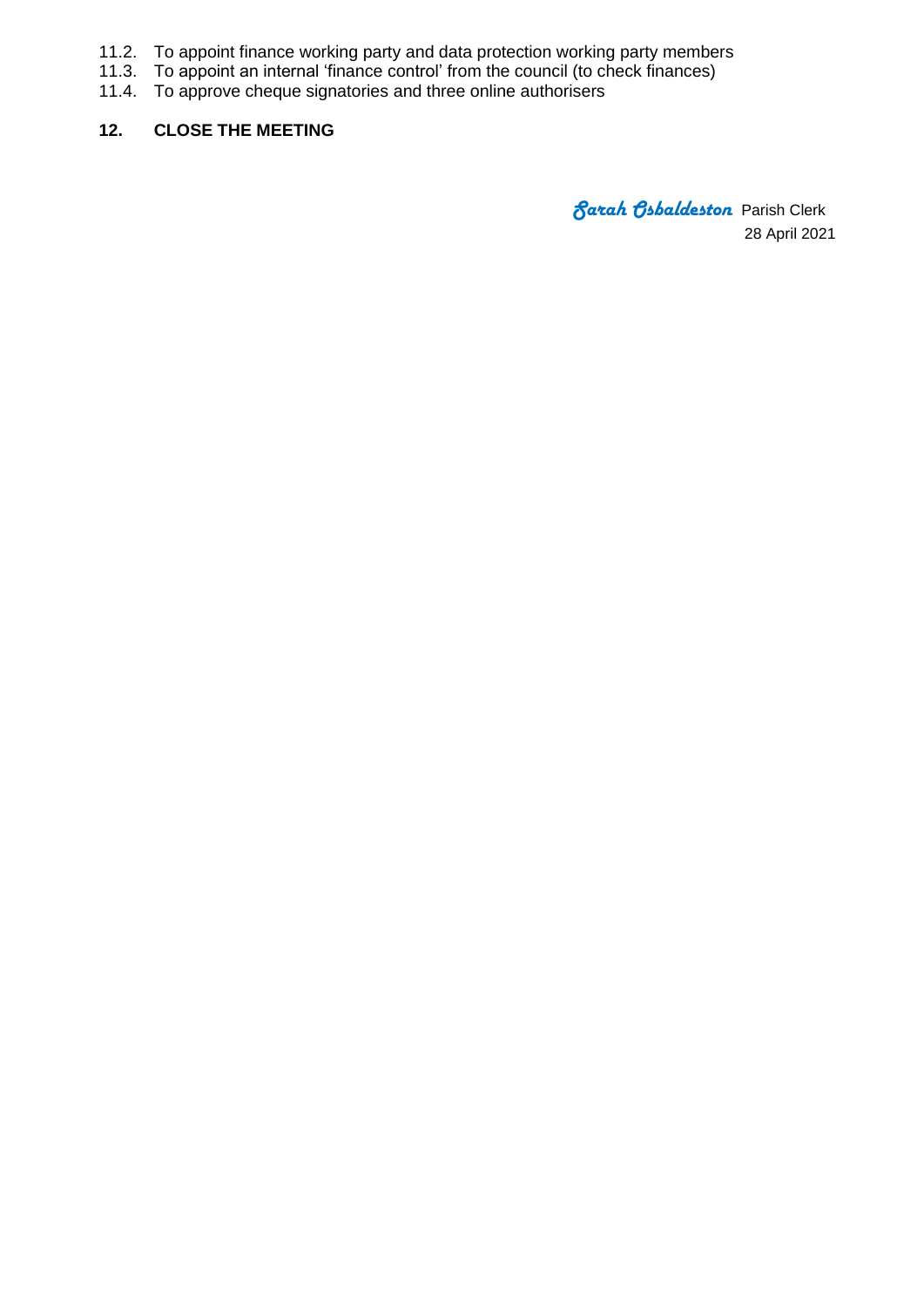11.2. To appoint finance working party and data protection working party members
11.3. To appoint an internal 'finance control' from the council (to check finances)
11.4. To approve cheque signatories and three online authorisers

**12. CLOSE THE MEETING**

*Sarah Osbaldeston* Parish Clerk
28 April 2021